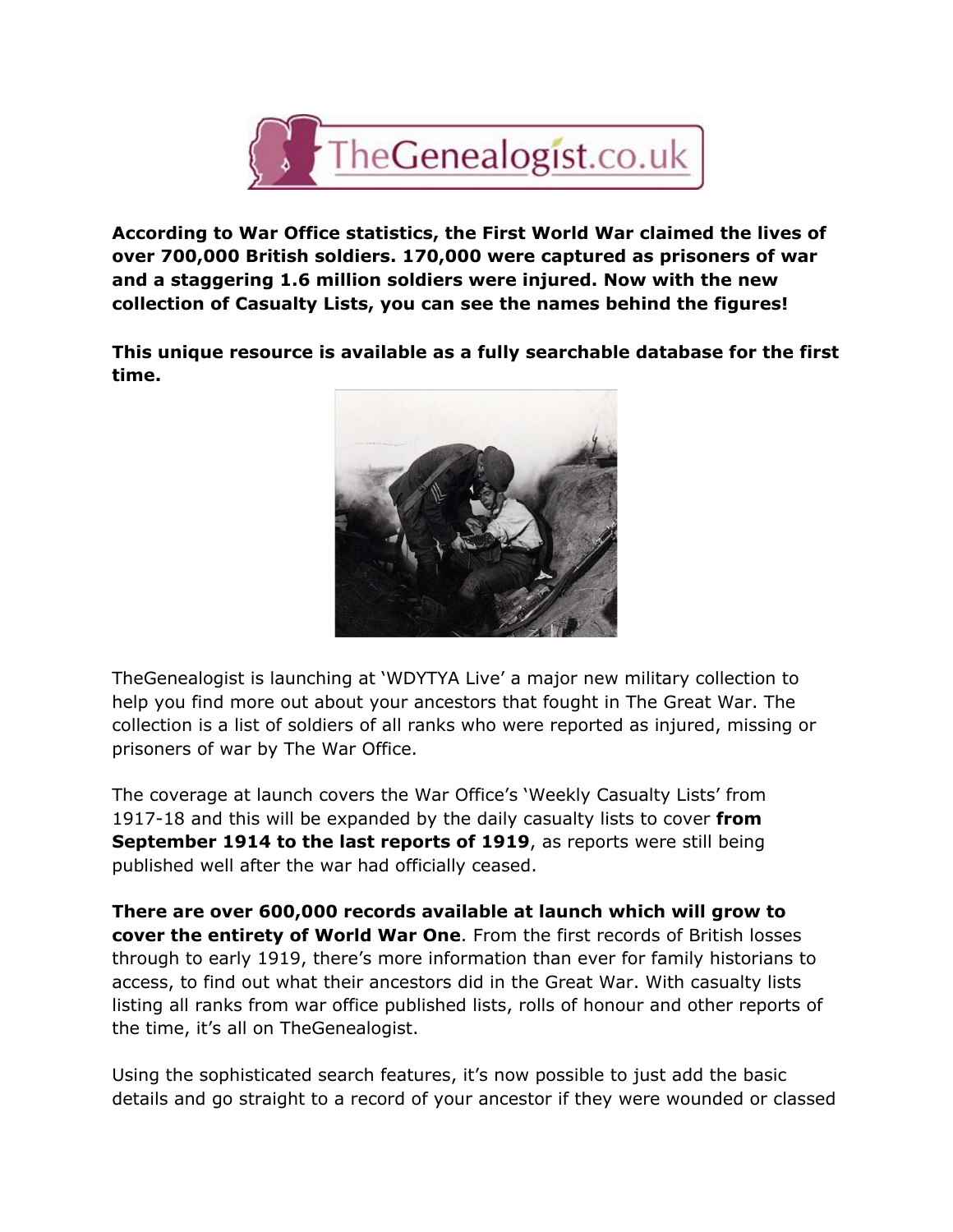TheGenealogist.co.uk

**According to War Office statistics, the First World War claimed the lives of over 700,000 British soldiers. 170,000 were captured as prisoners of war and a staggering 1.6 million soldiers were injured. Now with the new collection of Casualty Lists, you can see the names behind the figures!**

**This unique resource is available as a fully searchable database for the first time.**

TheGenealogist is launching at 'WDYTYA Live' a major new military collection to help you find more out about your ancestors that fought in The Great War. The collection is a list of soldiers of all ranks who were reported as injured, missing or prisoners of war by The War Office.

The coverage at launch covers the War Office's 'Weekly Casualty Lists' from 1917-18 and this will be expanded by the daily casualty lists to cover **from September 1914 to the last reports of 1919**, as reports were still being published well after the war had officially ceased.

**There are over 600,000 records available at launch which will grow to cover the entirety of World War One**. From the first records of British losses through to early 1919, there's more information than ever for family historians to access, to find out what their ancestors did in the Great War. With casualty lists listing all ranks from war office published lists, rolls of honour and other reports of the time, it's all on TheGenealogist.

Using the sophisticated search features, it's now possible to just add the basic details and go straight to a record of your ancestor if they were wounded or classed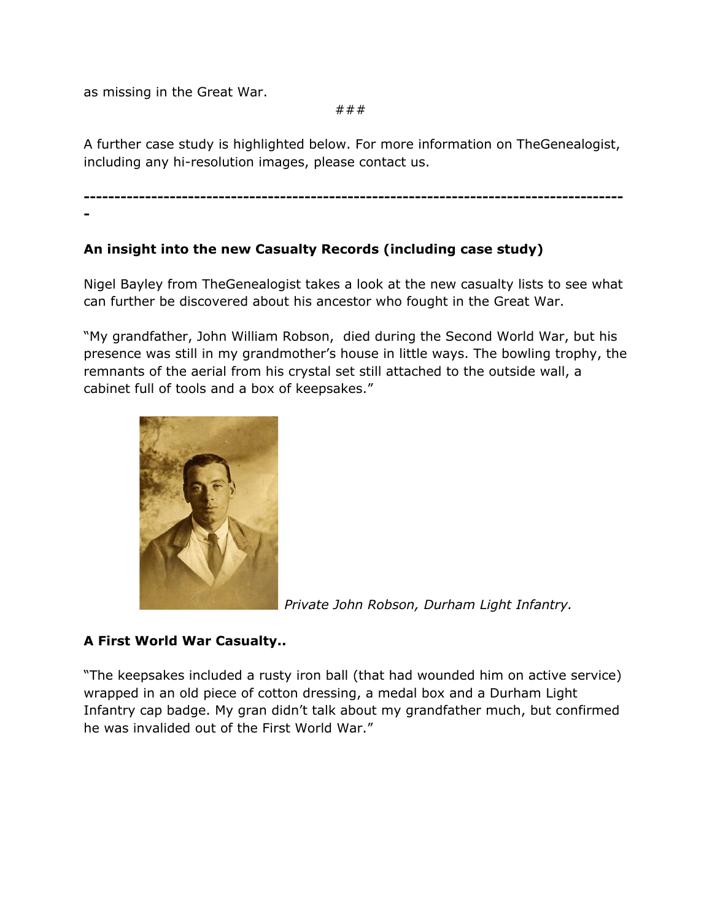as missing in the Great War.

###

A further case study is highlighted below. For more information on TheGenealogist, including any hi-resolution images, please contact us.

---

**An insight into the new Casualty Records (including case study)**

Nigel Bayley from TheGenealogist takes a look at the new casualty lists to see what can further be discovered about his ancestor who fought in the Great War.

"My grandfather, John William Robson, died during the Second World War, but his presence was still in my grandmother's house in little ways. The bowling trophy, the remnants of the aerial from his crystal set still attached to the outside wall, a cabinet full of tools and a box of keepsakes."

*Private John Robson, Durham Light Infantry.*

**A First World War Casualty..**

"The keepsakes included a rusty iron ball (that had wounded him on active service) wrapped in an old piece of cotton dressing, a medal box and a Durham Light Infantry cap badge. My gran didn't talk about my grandfather much, but confirmed he was invalided out of the First World War."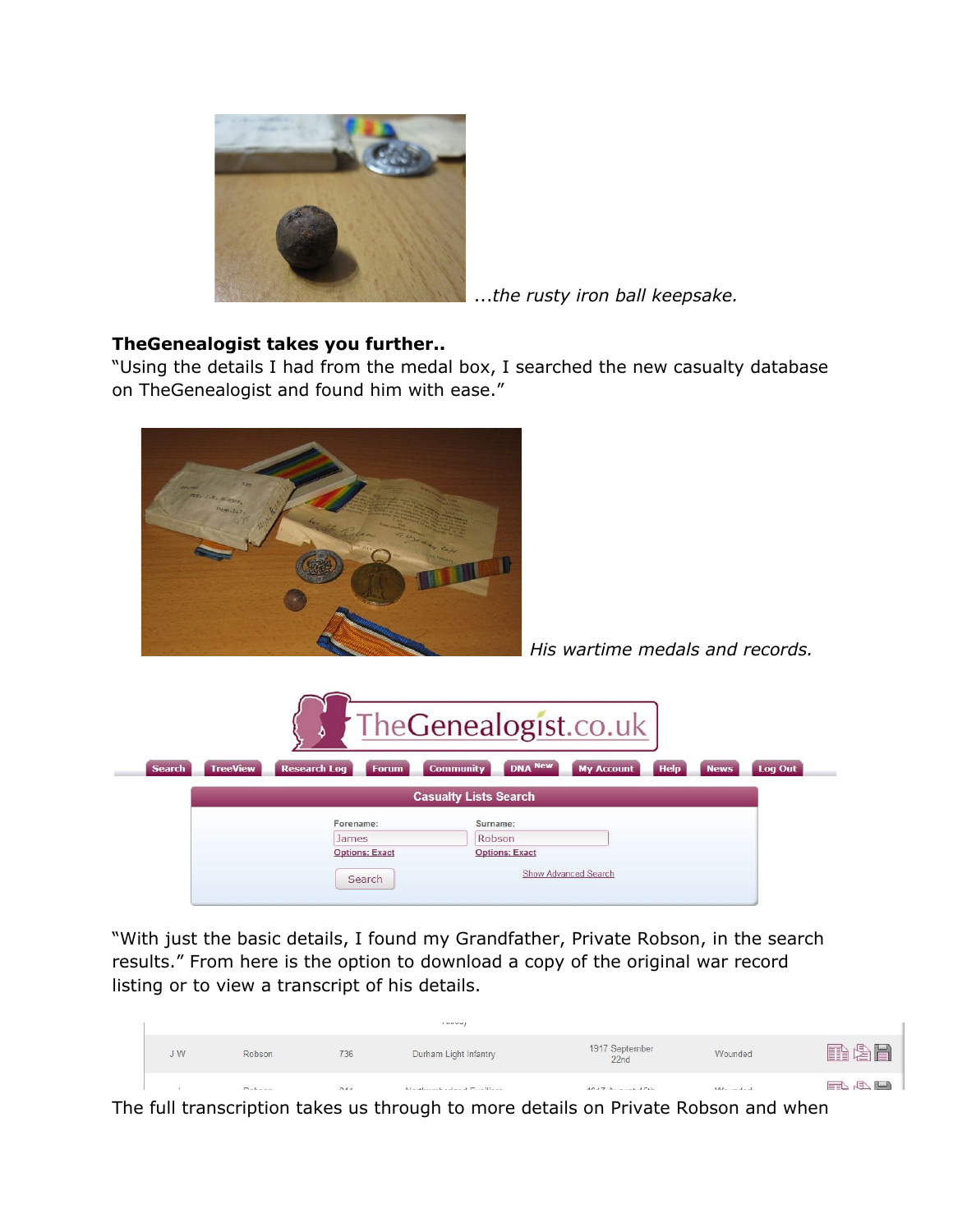*...the rusty iron ball keepsake.*

**TheGenealogist takes you further..**

"Using the details I had from the medal box, I searched the new casualty database on TheGenealogist and found him with ease."

*His wartime medals and records.*

"With just the basic details, I found my Grandfather, Private Robson, in the search results." From here is the option to download a copy of the original war record listing or to view a transcript of his details.

The full transcription takes us through to more details on Private Robson and when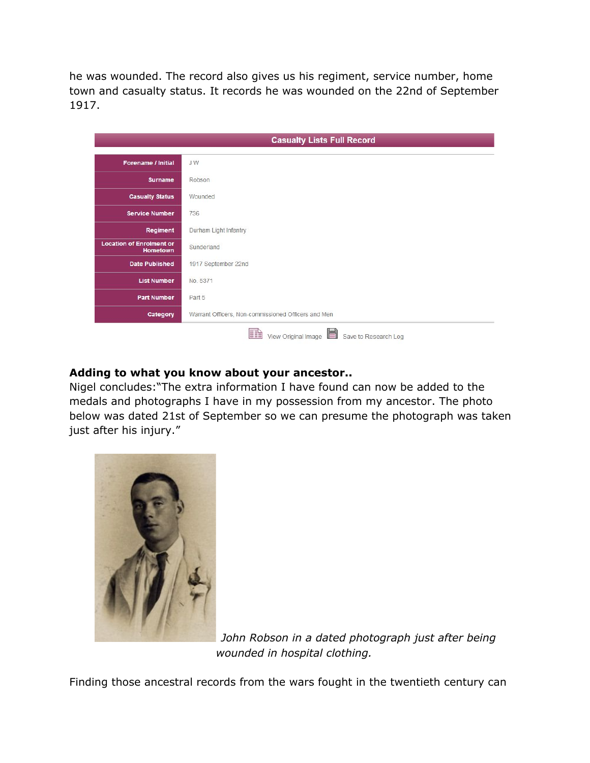he was wounded. The record also gives us his regiment, service number, home town and casualty status. It records he was wounded on the 22nd of September 1917.

| Casualty Lists Full Record | |
|---|---|
| Forename / Initial | J W |
| Surname | Robson |
| Casualty Status | Wounded |
| Service Number | 736 |
| Regiment | Durham Light Infantry |
| Location of Enrolment or Hometown | Sunderland |
| Date Published | 1917 September 22nd |
| List Number | No. 5371 |
| Part Number | Part 5 |
| Category | Warrant Officers, Non-commissioned Officers and Men |

View Original Image   Save to Research Log

**Adding to what you know about your ancestor..**

Nigel concludes:"The extra information I have found can now be added to the medals and photographs I have in my possession from my ancestor. The photo below was dated 21st of September so we can presume the photograph was taken just after his injury."

*John Robson in a dated photograph just after being wounded in hospital clothing.*

Finding those ancestral records from the wars fought in the twentieth century can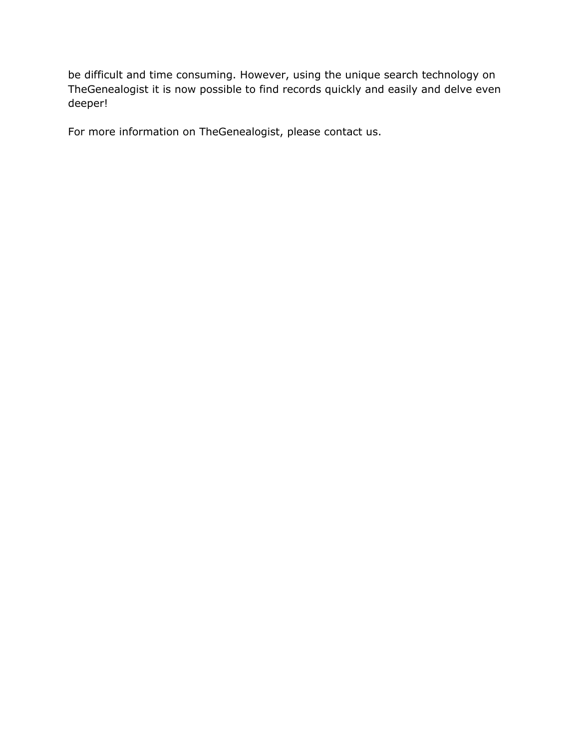be difficult and time consuming. However, using the unique search technology on TheGenealogist it is now possible to find records quickly and easily and delve even deeper!

For more information on TheGenealogist, please contact us.